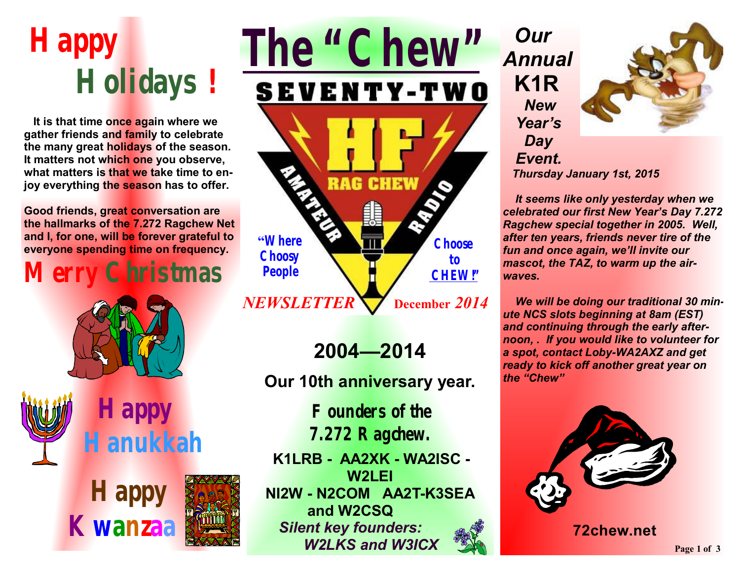# The "Chew"

SEVENTY-TWO

HF RAG CHEW AMATEUR RADIO

"Where Choosy People Choose to CHEW!"

*NEWSLETTER* December *2014*

# Happy Holidays!

**It is that time once again where we gather friends and family to celebrate the many great holidays of the season. It matters not which one you observe, what matters is that we take time to enjoy everything the season has to offer.**

**Good friends, great conversation are the hallmarks of the 7.272 Net and I, for one, will be forever grateful to everyone spending time on frequency.**

## Merry Christmas

## Happy Hanukkah

## Happy Kwanzaa

## 2004—2014

### Our 10th anniversary year.

**Founders of the 7.272 Ragchew.**

**K1LRB - AA2XK - WA2ISC - W2LEI**
**NI2W - N2COM AA2T-K3SEA and W2CSQ**

***Silent key founders: W2LKS and W3ICX***

## *Our Annual* K1R *New Year's Day Event.*

***Thursday January 1st, 2015***

***It seems like only yesterday when we celebrated our first New Year's Day 7.272 Ragchew special together in 2005. Well, after ten years, friends never tire of the fun and once again, we'll invite our mascot, the TAZ, to warm up the airwaves.***

***We will be doing our traditional 30 minute NCS slots beginning at 8am (EST) and continuing through the early afternoon, . If you would like to volunteer for a spot, contact Loby-WA2AXZ and get ready to kick off another great year on the "Chew"***

**72chew.net**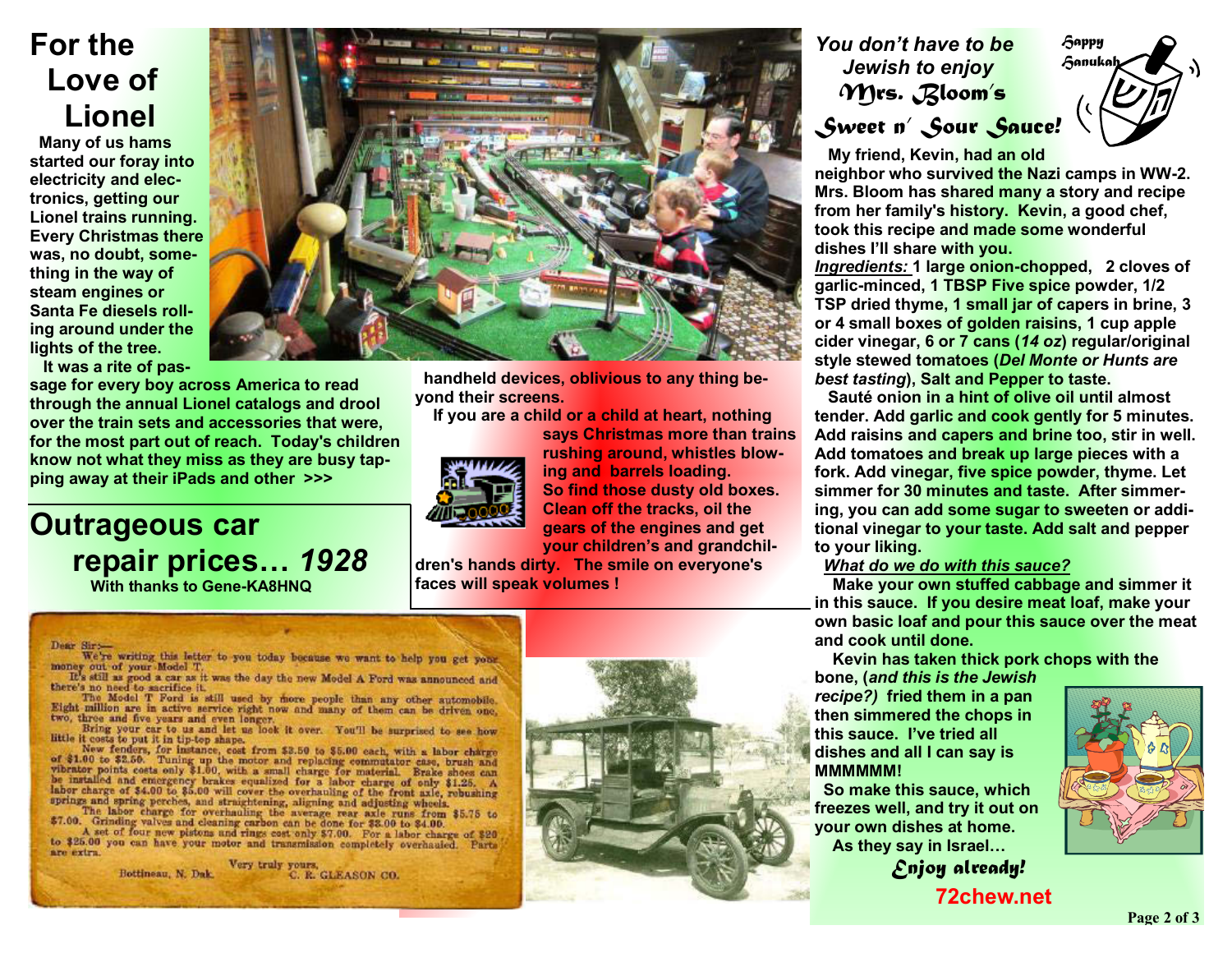# For the Love of Lionel

Many of us hams started our foray into electricity and electronics, getting our Lionel trains running. Every Christmas there was, no doubt, something in the way of steam engines or Santa Fe diesels rolling around under the lights of the tree.

It was a rite of passage for every boy across America to read through the annual Lionel catalogs and drool over the train sets and accessories that were, for the most part out of reach. Today's children know not what they miss as they are busy tapping away at their iPads and other >>> handheld devices, oblivious to any thing beyond their screens.

If you are a child or a child at heart, nothing says Christmas more than trains rushing around, whistles blowing and barrels loading. So find those dusty old boxes. Clean off the tracks, oil the gears of the engines and get your children's and grandchildren's hands dirty. The smile on everyone's faces will speak volumes !

# Outrageous car repair prices… *1928*

**With thanks to Gene-KA8HNQ**

Dear Sir:—

We're writing this letter to you today because we want to help you get your money out of your Model T.

It's still as good a car as it was the day the new Model A Ford was announced and there's no need to sacrifice it.

The Model T Ford is still used by more people than any other automobile. Eight million are in active service right now and many of them can be driven one, two, three and five years and even longer.

Bring your car to us and let us look it over. You'll be surprised to see how little it costs to put it in tip-top shape.

New fenders, for instance, cost from $3.50 to $5.00 each, with a labor charge of $1.00 to $2.50. Tuning up the motor and replacing commutator case, brush and vibrator points costs only $1.00, with a small charge for material. Brake shoes can be installed and emergency brakes equalized for a labor charge of only $1.25. A labor charge of $4.00 to $5.00 will cover the overhauling of the front axle, rebushing springs and spring perches, and straightening, aligning and adjusting wheels.

The labor charge for overhauling the average rear axle runs from $5.75 to $7.00. Grinding valves and cleaning carbon can be done for $3.00 to $4.00.

A set of four new pistons and rings cost only $7.00. For a labor charge of $20 to $25.00 you can have your motor and transmission completely overhauled. Parts are extra.

Very truly yours,
C. E. GLEASON CO.

Bottineau, N. Dak.

# *You don't have to be Jewish to enjoy Mrs. Bloom's Sweet n' Sour Sauce!*

Happy Hanukah

My friend, Kevin, had an old neighbor who survived the Nazi camps in WW-2. Mrs. Bloom has shared many a story and recipe from her family's history. Kevin, a good chef, took this recipe and made some wonderful dishes I'll share with you.

***Ingredients:*** 1 large onion-chopped, 2 cloves of garlic-minced, 1 TBSP Five spice powder, 1/2 TSP dried thyme, 1 small jar of capers in brine, 3 or 4 small boxes of golden raisins, 1 cup apple cider vinegar, 6 or 7 cans (*14 oz*) regular/original style stewed tomatoes (*Del Monte or Hunts are best tasting*), Salt and Pepper to taste.

Sauté onion in a hint of olive oil until almost tender. Add garlic and cook gently for 5 minutes. Add raisins and capers and brine too, stir in well. Add tomatoes and break up large pieces with a fork. Add vinegar, five spice powder, thyme. Let simmer for 30 minutes and taste. After simmering, you can add some sugar to sweeten or additional vinegar to your taste. Add salt and pepper to your liking.

***What do we do with this sauce?***

Make your own stuffed cabbage and simmer it in this sauce. If you desire meat loaf, make your own basic loaf and pour this sauce over the meat and cook until done.

Kevin has taken thick pork chops with the bone, (*and this is the Jewish recipe?)* fried them in a pan then simmered the chops in this sauce. I've tried all dishes and all I can say is MMMMMM!

So make this sauce, which freezes well, and try it out on your own dishes at home.

As they say in Israel…

*Enjoy already!*

72chew.net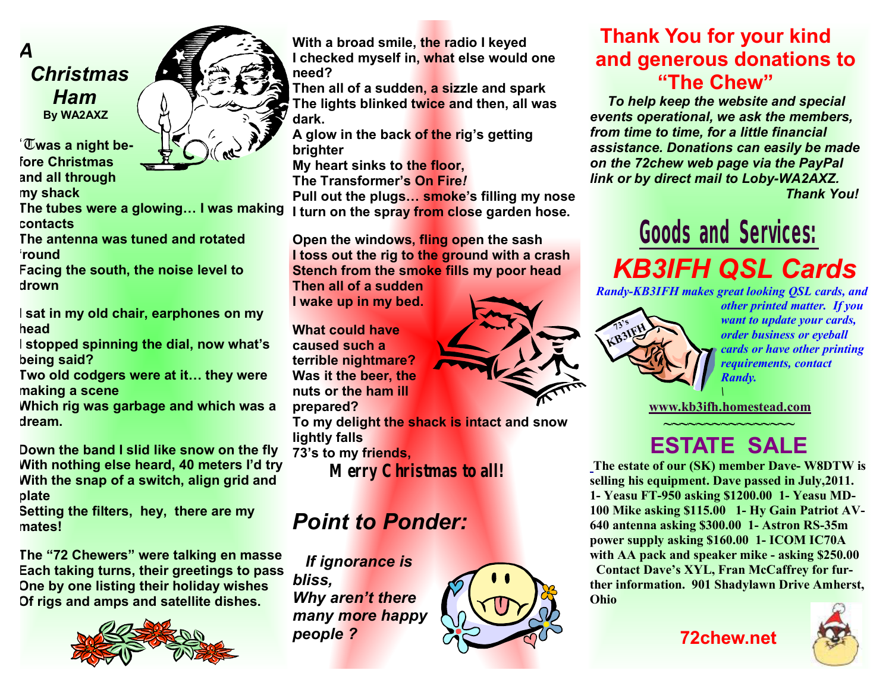# A Christmas Ham

**By WA2AXZ**

**'Twas a night before Christmas and all through my shack**
**The tubes were a glowing… I was making contacts**
**The antenna was tuned and rotated 'round**
**Facing the south, the noise level to drown**

**I sat in my old chair, earphones on my head**
**I stopped spinning the dial, now what's being said?**
**Two old codgers were at it… they were making a scene**
**Which rig was garbage and which was a dream.**

**Down the band I slid like snow on the fly**
**With nothing else heard, 40 meters I'd try**
**With the snap of a switch, align grid and plate**
**Setting the filters, hey, there are my mates!**

**The "72 Chewers" were talking en masse**
**Each taking turns, their greetings to pass**
**One by one listing their holiday wishes**
**Of rigs and amps and satellite dishes.**

**With a broad smile, the radio I keyed**
**I checked myself in, what else would one need?**
**Then all of a sudden, a sizzle and spark**
**The lights blinked twice and then, all was dark.**
**A glow in the back of the rig's getting brighter**
**My heart sinks to the floor,**
**The Transformer's On Fire!**
**Pull out the plugs… smoke's filling my nose**
**I turn on the spray from close garden hose.**

**Open the windows, fling open the sash**
**I toss out the rig to the ground with a crash**
**Stench from the smoke fills my poor head**
**Then all of a sudden**
**I wake up in my bed.**

**What could have caused such a terrible nightmare?**
**Was it the beer, the nuts or the ham ill prepared?**
**To my delight the shack is intact and snow lightly falls**
**73's to my friends,**

**Merry Christmas to all!**

## *Point to Ponder:*

***If ignorance is bliss,***
***Why aren't there many more happy people ?***

## Thank You for your kind and generous donations to "The Chew"

***To help keep the website and special events operational, we ask the members, from time to time, for a little financial assistance. Donations can easily be made on the 72chew web page via the PayPal link or by direct mail to Loby-WA2AXZ.***

***Thank You!***

## Goods and Services:

## *KB3IFH QSL Cards*

***Randy-KB3IFH makes great looking QSL cards, and other printed matter. If you want to update your cards, order business or eyeball cards or have other printing requirements, contact Randy.***

**www.kb3ifh.homestead.com**

~~~~~~~~~~~~~~~~

## ESTATE SALE

**The estate of our (SK) member Dave- W8DTW is selling his equipment. Dave passed in July,2011. 1- Yeasu FT-950 asking $1200.00 1- Yeasu MD-100 Mike asking $115.00 1- Hy Gain Patriot AV-640 antenna asking $300.00 1- Astron RS-35m power supply asking $160.00 1- ICOM IC70A with AA pack and speaker mike - asking $250.00 Contact Dave's XYL, Fran McCaffrey for further information. 901 Shadylawn Drive Amherst, Ohio**

**72chew.net**